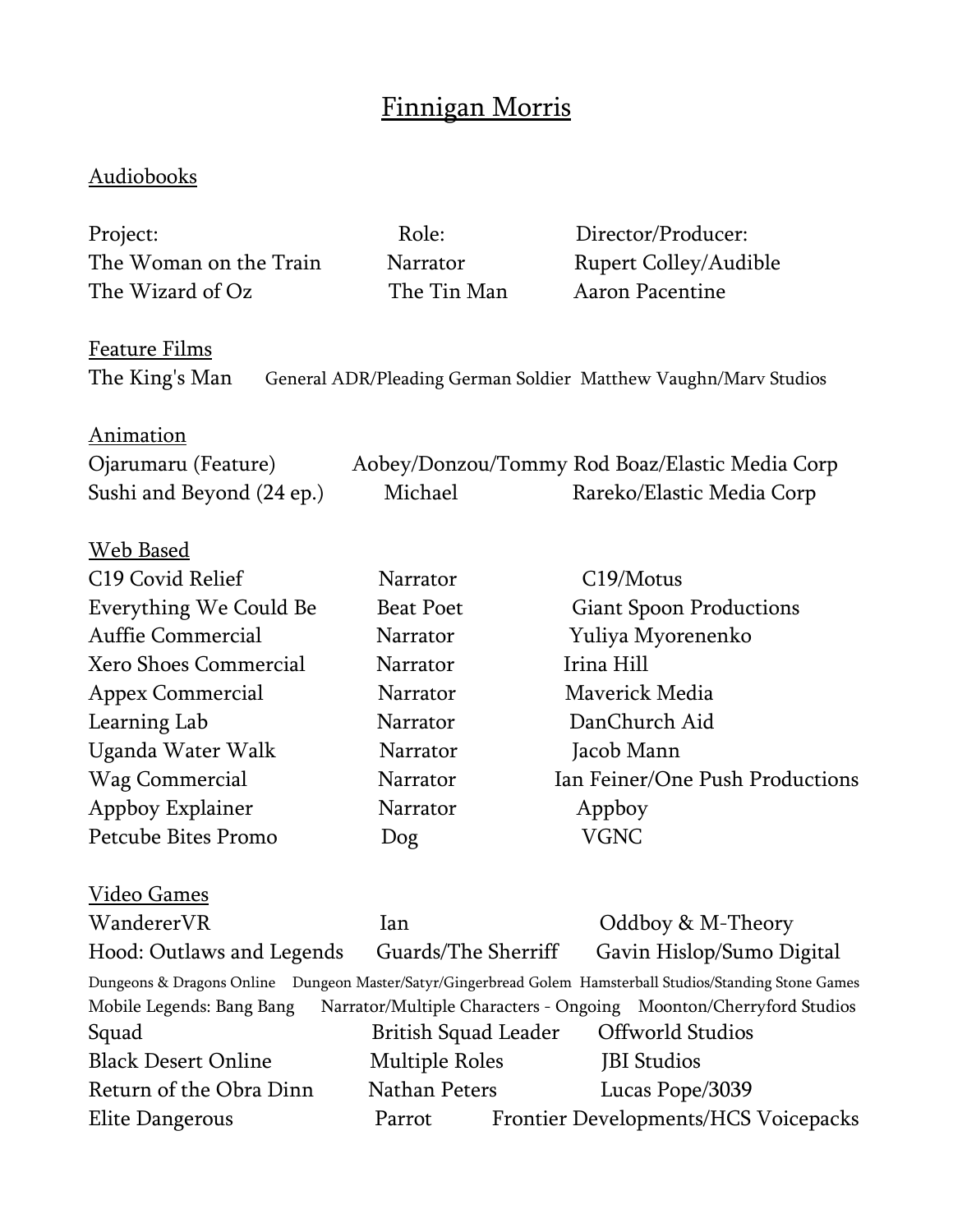# Finnigan Morris

## Audiobooks

| Project: | Role: | Director/Producer: |
|---|---|---|
| The Woman on the Train | Narrator | Rupert Colley/Audible |
| The Wizard of Oz | The Tin Man | Aaron Pacentine |

## Feature Films

| | | |
|---|---|---|
| The King's Man | General ADR/Pleading German Soldier | Matthew Vaughn/Marv Studios |

## Animation

| | | |
|---|---|---|
| Ojarumaru (Feature) | Aobey/Donzou/Tommy | Rod Boaz/Elastic Media Corp |
| Sushi and Beyond (24 ep.) | Michael | Rareko/Elastic Media Corp |

## Web Based

| | | |
|---|---|---|
| C19 Covid Relief | Narrator | C19/Motus |
| Everything We Could Be | Beat Poet | Giant Spoon Productions |
| Auffie Commercial | Narrator | Yuliya Myorenenko |
| Xero Shoes Commercial | Narrator | Irina Hill |
| Appex Commercial | Narrator | Maverick Media |
| Learning Lab | Narrator | DanChurch Aid |
| Uganda Water Walk | Narrator | Jacob Mann |
| Wag Commercial | Narrator | Ian Feiner/One Push Productions |
| Appboy Explainer | Narrator | Appboy |
| Petcube Bites Promo | Dog | VGNC |

## Video Games

| | | |
|---|---|---|
| WandererVR | Ian | Oddboy & M-Theory |
| Hood: Outlaws and Legends | Guards/The Sherriff | Gavin Hislop/Sumo Digital |
| Dungeons & Dragons Online | Dungeon Master/Satyr/Gingerbread Golem | Hamsterball Studios/Standing Stone Games |
| Mobile Legends: Bang Bang | Narrator/Multiple Characters - Ongoing | Moonton/Cherryford Studios |
| Squad | British Squad Leader | Offworld Studios |
| Black Desert Online | Multiple Roles | JBI Studios |
| Return of the Obra Dinn | Nathan Peters | Lucas Pope/3039 |
| Elite Dangerous | Parrot | Frontier Developments/HCS Voicepacks |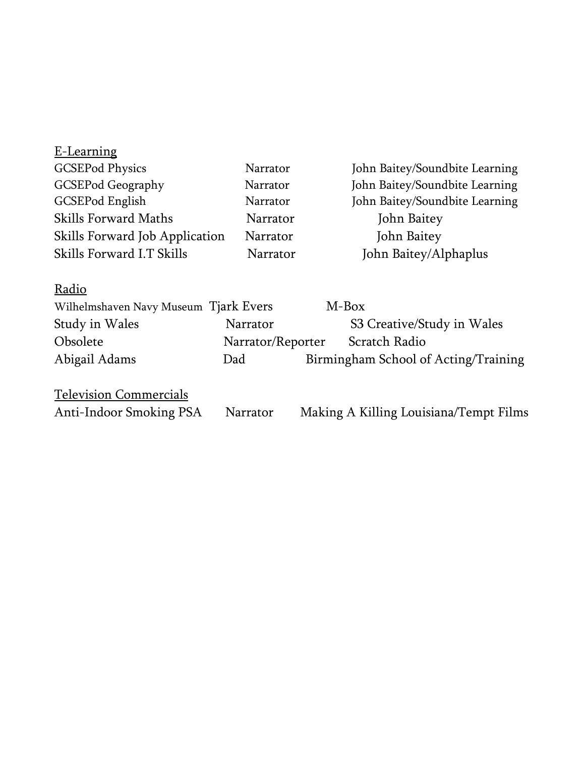## E-Learning

| | | |
|---|---|---|
| GCSEPod Physics | Narrator | John Baitey/Soundbite Learning |
| GCSEPod Geography | Narrator | John Baitey/Soundbite Learning |
| GCSEPod English | Narrator | John Baitey/Soundbite Learning |
| Skills Forward Maths | Narrator | John Baitey |
| Skills Forward Job Application | Narrator | John Baitey |
| Skills Forward I.T Skills | Narrator | John Baitey/Alphaplus |

## Radio

| | | |
|---|---|---|
| Wilhelmshaven Navy Museum | Tjark Evers | M-Box |
| Study in Wales | Narrator | S3 Creative/Study in Wales |
| Obsolete | Narrator/Reporter | Scratch Radio |
| Abigail Adams | Dad | Birmingham School of Acting/Training |

## Television Commercials

| | | |
|---|---|---|
| Anti-Indoor Smoking PSA | Narrator | Making A Killing Louisiana/Tempt Films |